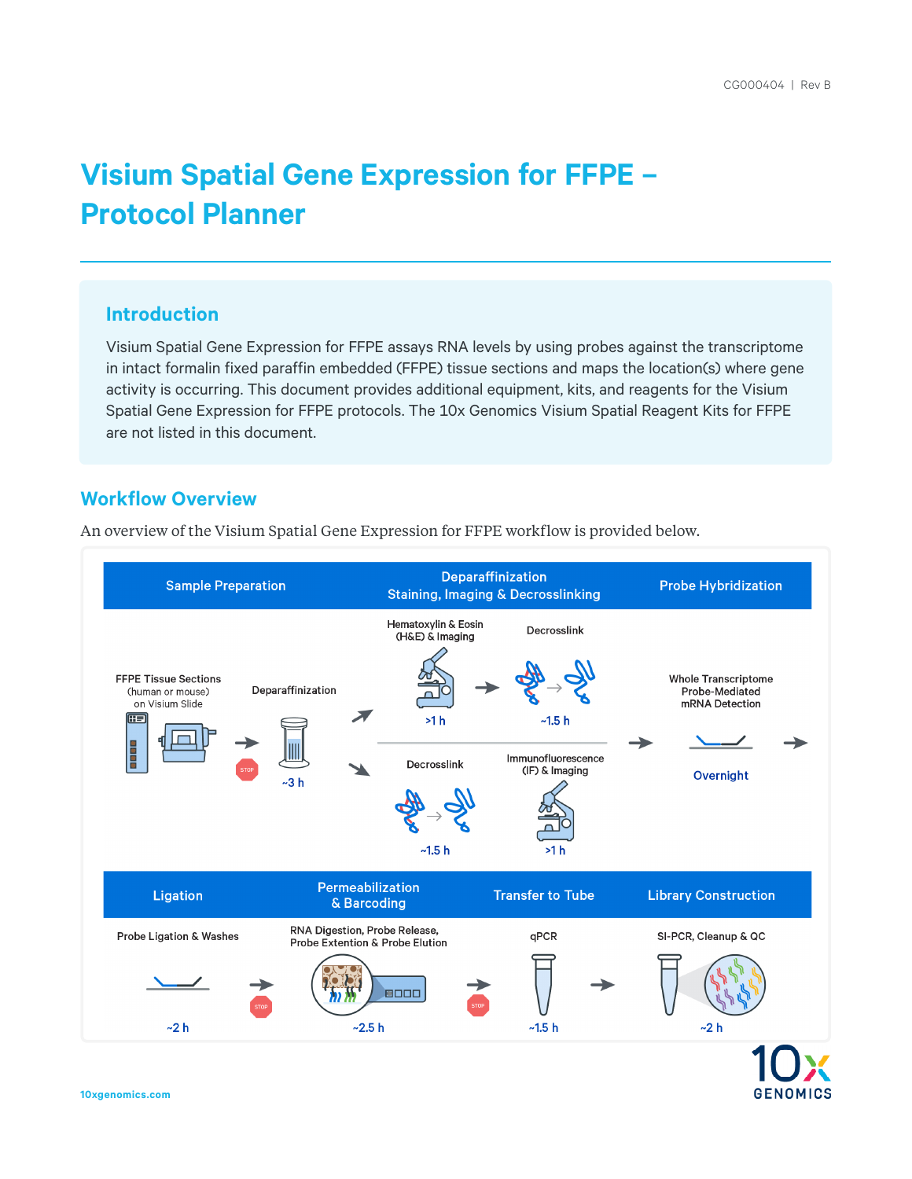CG000404 | Rev B

# Visium Spatial Gene Expression for FFPE – Protocol Planner

## Introduction

Visium Spatial Gene Expression for FFPE assays RNA levels by using probes against the transcriptome in intact formalin fixed paraffin embedded (FFPE) tissue sections and maps the location(s) where gene activity is occurring. This document provides additional equipment, kits, and reagents for the Visium Spatial Gene Expression for FFPE protocols. The 10x Genomics Visium Spatial Reagent Kits for FFPE are not listed in this document.

## Workflow Overview

An overview of the Visium Spatial Gene Expression for FFPE workflow is provided below.

**Sample Preparation**
- FFPE Tissue Sections (human or mouse) on Visium Slide (STOP)
- Deparaffinization: ~3 h

**Deparaffinization, Staining, Imaging & Decrosslinking**
- Hematoxylin & Eosin (H&E) & Imaging: >1 h → Decrosslink: ~1.5 h
- Decrosslink: ~1.5 h → Immunofluorescence (IF) & Imaging: >1 h

**Probe Hybridization**
- Whole Transcriptome Probe-Mediated mRNA Detection: Overnight

**Ligation**
- Probe Ligation & Washes: ~2 h (STOP)

**Permeabilization & Barcoding**
- RNA Digestion, Probe Release, Probe Extention & Probe Elution: ~2.5 h (STOP)

**Transfer to Tube**
- qPCR: ~1.5 h

**Library Construction**
- SI-PCR, Cleanup & QC: ~2 h

10xgenomics.com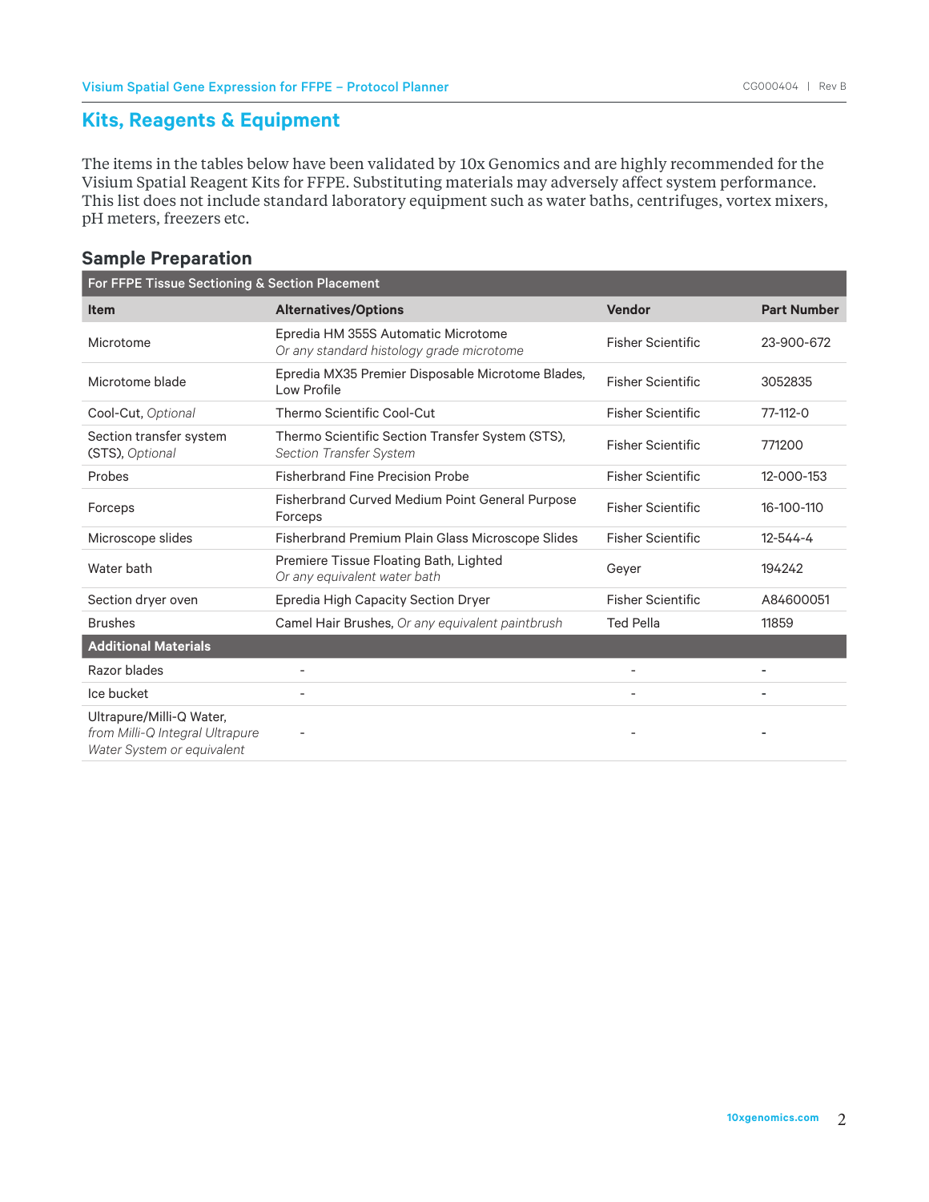## Kits, Reagents & Equipment

The items in the tables below have been validated by 10x Genomics and are highly recommended for the Visium Spatial Reagent Kits for FFPE. Substituting materials may adversely affect system performance. This list does not include standard laboratory equipment such as water baths, centrifuges, vortex mixers, pH meters, freezers etc.

### Sample Preparation

| For FFPE Tissue Sectioning & Section Placement | | | |
|---|---|---|---|
| **Item** | **Alternatives/Options** | **Vendor** | **Part Number** |
| Microtome | Epredia HM 355S Automatic Microtome *Or any standard histology grade microtome* | Fisher Scientific | 23-900-672 |
| Microtome blade | Epredia MX35 Premier Disposable Microtome Blades, Low Profile | Fisher Scientific | 3052835 |
| Cool-Cut, *Optional* | Thermo Scientific Cool-Cut | Fisher Scientific | 77-112-0 |
| Section transfer system (STS), *Optional* | Thermo Scientific Section Transfer System (STS), *Section Transfer System* | Fisher Scientific | 771200 |
| Probes | Fisherbrand Fine Precision Probe | Fisher Scientific | 12-000-153 |
| Forceps | Fisherbrand Curved Medium Point General Purpose Forceps | Fisher Scientific | 16-100-110 |
| Microscope slides | Fisherbrand Premium Plain Glass Microscope Slides | Fisher Scientific | 12-544-4 |
| Water bath | Premiere Tissue Floating Bath, Lighted *Or any equivalent water bath* | Geyer | 194242 |
| Section dryer oven | Epredia High Capacity Section Dryer | Fisher Scientific | A84600051 |
| Brushes | Camel Hair Brushes, *Or any equivalent paintbrush* | Ted Pella | 11859 |
| **Additional Materials** | | | |
| Razor blades | - | - | - |
| Ice bucket | - | - | - |
| Ultrapure/Milli-Q Water, *from Milli-Q Integral Ultrapure Water System or equivalent* | - | - | - |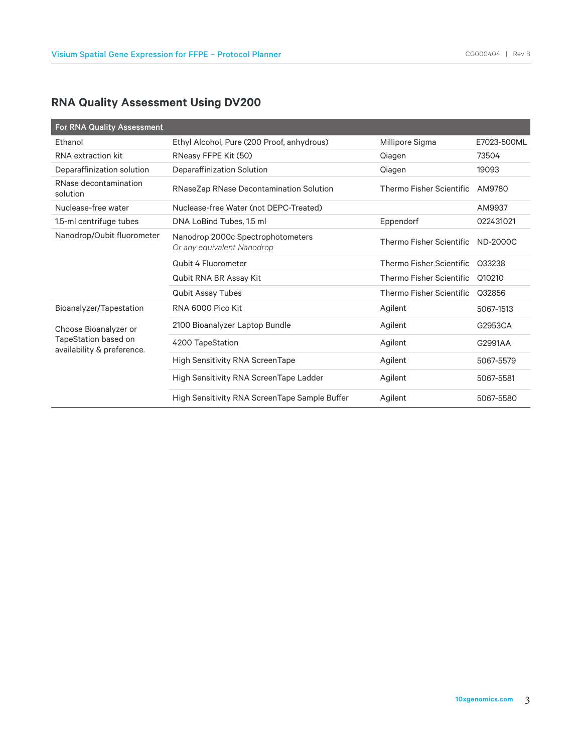## RNA Quality Assessment Using DV200

| For RNA Quality Assessment | | | |
|---|---|---|---|
| Ethanol | Ethyl Alcohol, Pure (200 Proof, anhydrous) | Millipore Sigma | E7023-500ML |
| RNA extraction kit | RNeasy FFPE Kit (50) | Qiagen | 73504 |
| Deparaffinization solution | Deparaffinization Solution | Qiagen | 19093 |
| RNase decontamination solution | RNaseZap RNase Decontamination Solution | Thermo Fisher Scientific | AM9780 |
| Nuclease-free water | Nuclease-free Water (not DEPC-Treated) | | AM9937 |
| 1.5-ml centrifuge tubes | DNA LoBind Tubes, 1.5 ml | Eppendorf | 022431021 |
| Nanodrop/Qubit fluorometer | Nanodrop 2000c Spectrophotometers *Or any equivalent Nanodrop* | Thermo Fisher Scientific | ND-2000C |
| | Qubit 4 Fluorometer | Thermo Fisher Scientific | Q33238 |
| | Qubit RNA BR Assay Kit | Thermo Fisher Scientific | Q10210 |
| | Qubit Assay Tubes | Thermo Fisher Scientific | Q32856 |
| Bioanalyzer/Tapestation | RNA 6000 Pico Kit | Agilent | 5067-1513 |
| Choose Bioanalyzer or TapeStation based on availability & preference. | 2100 Bioanalyzer Laptop Bundle | Agilent | G2953CA |
| | 4200 TapeStation | Agilent | G2991AA |
| | High Sensitivity RNA ScreenTape | Agilent | 5067-5579 |
| | High Sensitivity RNA ScreenTape Ladder | Agilent | 5067-5581 |
| | High Sensitivity RNA ScreenTape Sample Buffer | Agilent | 5067-5580 |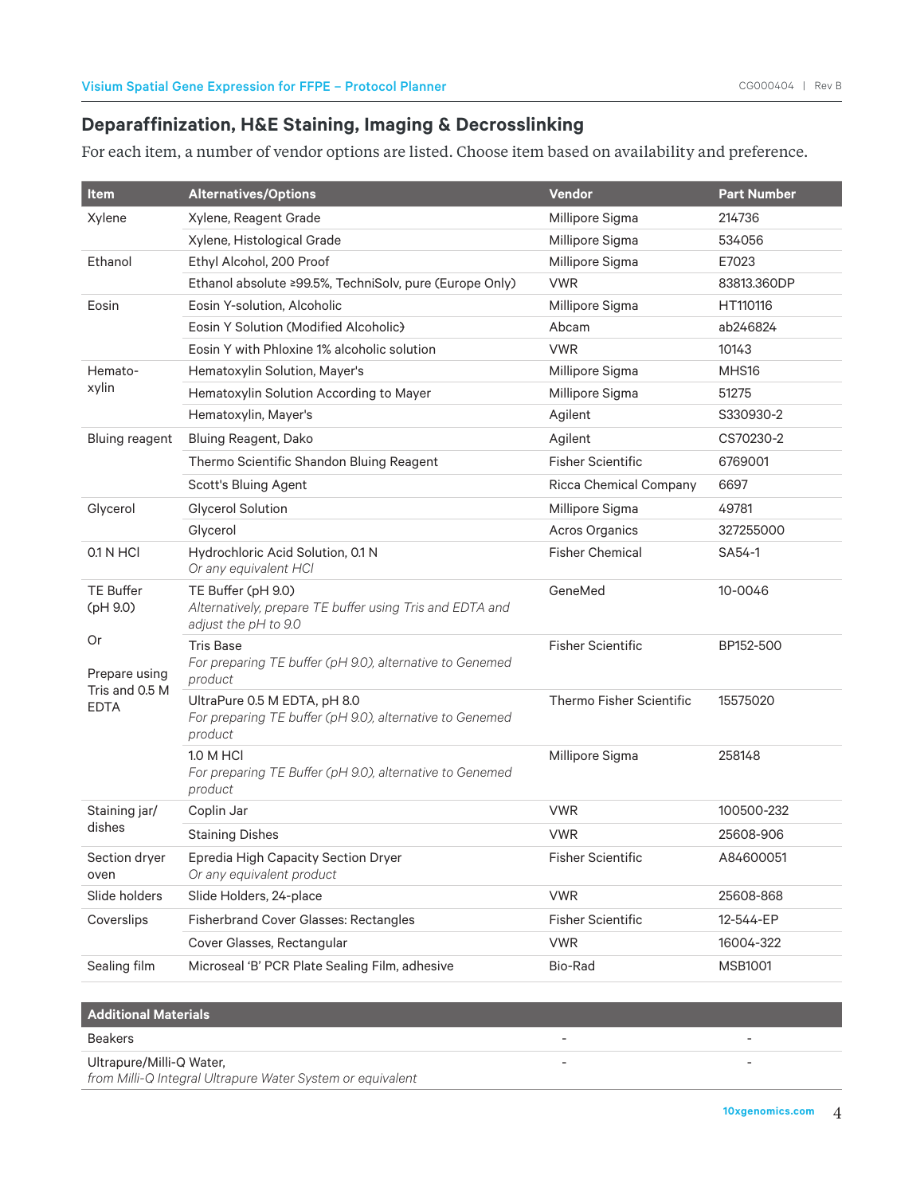## Deparaffinization, H&E Staining, Imaging & Decrosslinking

For each item, a number of vendor options are listed. Choose item based on availability and preference.

| Item | Alternatives/Options | Vendor | Part Number |
|---|---|---|---|
| Xylene | Xylene, Reagent Grade | Millipore Sigma | 214736 |
| | Xylene, Histological Grade | Millipore Sigma | 534056 |
| Ethanol | Ethyl Alcohol, 200 Proof | Millipore Sigma | E7023 |
| | Ethanol absolute ≥99.5%, TechniSolv, pure (Europe Only) | VWR | 83813.360DP |
| Eosin | Eosin Y-solution, Alcoholic | Millipore Sigma | HT110116 |
| | Eosin Y Solution (Modified Alcoholic) | Abcam | ab246824 |
| | Eosin Y with Phloxine 1% alcoholic solution | VWR | 10143 |
| Hemato-xylin | Hematoxylin Solution, Mayer's | Millipore Sigma | MHS16 |
| | Hematoxylin Solution According to Mayer | Millipore Sigma | 51275 |
| | Hematoxylin, Mayer's | Agilent | S330930-2 |
| Bluing reagent | Bluing Reagent, Dako | Agilent | CS70230-2 |
| | Thermo Scientific Shandon Bluing Reagent | Fisher Scientific | 6769001 |
| | Scott's Bluing Agent | Ricca Chemical Company | 6697 |
| Glycerol | Glycerol Solution | Millipore Sigma | 49781 |
| | Glycerol | Acros Organics | 327255000 |
| 0.1 N HCl | Hydrochloric Acid Solution, 0.1 N<br>*Or any equivalent HCl* | Fisher Chemical | SA54-1 |
| TE Buffer (pH 9.0)<br><br>Or<br><br>Prepare using Tris and 0.5 M EDTA | TE Buffer (pH 9.0)<br>*Alternatively, prepare TE buffer using Tris and EDTA and adjust the pH to 9.0* | GeneMed | 10-0046 |
| | Tris Base<br>*For preparing TE buffer (pH 9.0), alternative to Genemed product* | Fisher Scientific | BP152-500 |
| | UltraPure 0.5 M EDTA, pH 8.0<br>*For preparing TE buffer (pH 9.0), alternative to Genemed product* | Thermo Fisher Scientific | 15575020 |
| | 1.0 M HCl<br>*For preparing TE Buffer (pH 9.0), alternative to Genemed product* | Millipore Sigma | 258148 |
| Staining jar/ dishes | Coplin Jar | VWR | 100500-232 |
| | Staining Dishes | VWR | 25608-906 |
| Section dryer oven | Epredia High Capacity Section Dryer<br>*Or any equivalent product* | Fisher Scientific | A84600051 |
| Slide holders | Slide Holders, 24-place | VWR | 25608-868 |
| Coverslips | Fisherbrand Cover Glasses: Rectangles | Fisher Scientific | 12-544-EP |
| | Cover Glasses, Rectangular | VWR | 16004-322 |
| Sealing film | Microseal 'B' PCR Plate Sealing Film, adhesive | Bio-Rad | MSB1001 |

| Additional Materials | | |
|---|---|---|
| Beakers | - | - |
| Ultrapure/Milli-Q Water,<br>*from Milli-Q Integral Ultrapure Water System or equivalent* | - | - |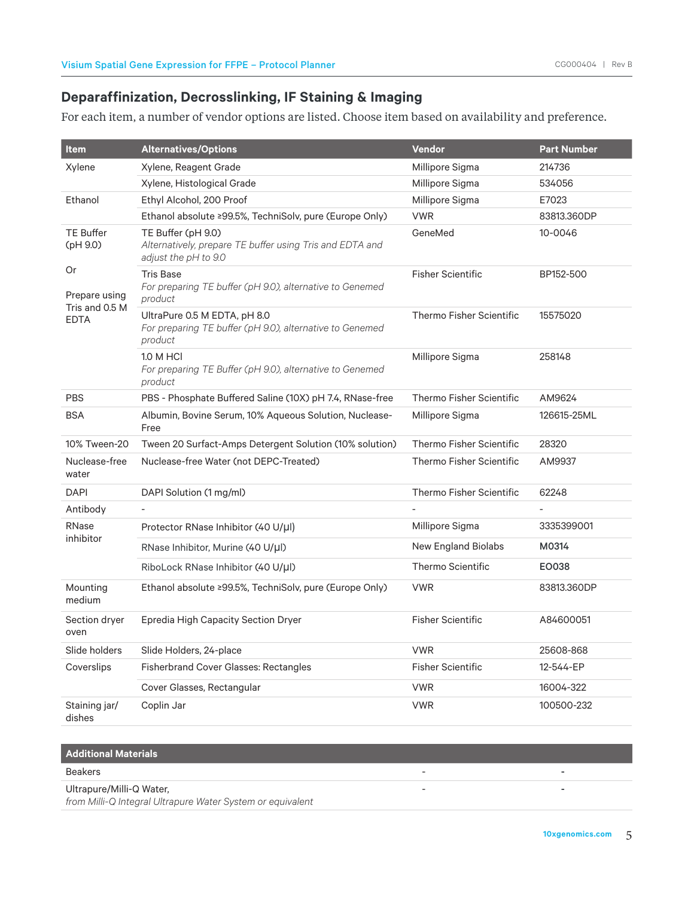## Deparaffinization, Decrosslinking, IF Staining & Imaging

For each item, a number of vendor options are listed. Choose item based on availability and preference.

| Item | Alternatives/Options | Vendor | Part Number |
|---|---|---|---|
| Xylene | Xylene, Reagent Grade | Millipore Sigma | 214736 |
| | Xylene, Histological Grade | Millipore Sigma | 534056 |
| Ethanol | Ethyl Alcohol, 200 Proof | Millipore Sigma | E7023 |
| | Ethanol absolute ≥99.5%, TechniSolv, pure (Europe Only) | VWR | 83813.360DP |
| TE Buffer (pH 9.0)<br><br>Or<br><br>Prepare using Tris and 0.5 M EDTA | TE Buffer (pH 9.0)<br>*Alternatively, prepare TE buffer using Tris and EDTA and adjust the pH to 9.0* | GeneMed | 10-0046 |
| | Tris Base<br>*For preparing TE buffer (pH 9.0), alternative to Genemed product* | Fisher Scientific | BP152-500 |
| | UltraPure 0.5 M EDTA, pH 8.0<br>*For preparing TE buffer (pH 9.0), alternative to Genemed product* | Thermo Fisher Scientific | 15575020 |
| | 1.0 M HCl<br>*For preparing TE Buffer (pH 9.0), alternative to Genemed product* | Millipore Sigma | 258148 |
| PBS | PBS - Phosphate Buffered Saline (10X) pH 7.4, RNase-free | Thermo Fisher Scientific | AM9624 |
| BSA | Albumin, Bovine Serum, 10% Aqueous Solution, Nuclease-Free | Millipore Sigma | 126615-25ML |
| 10% Tween-20 | Tween 20 Surfact-Amps Detergent Solution (10% solution) | Thermo Fisher Scientific | 28320 |
| Nuclease-free water | Nuclease-free Water (not DEPC-Treated) | Thermo Fisher Scientific | AM9937 |
| DAPI | DAPI Solution (1 mg/ml) | Thermo Fisher Scientific | 62248 |
| Antibody | - | - | - |
| RNase inhibitor | Protector RNase Inhibitor (40 U/μl) | Millipore Sigma | 3335399001 |
| | RNase Inhibitor, Murine (40 U/μl) | New England Biolabs | **M0314** |
| | RiboLock RNase Inhibitor (40 U/μl) | Thermo Scientific | **EO038** |
| Mounting medium | Ethanol absolute ≥99.5%, TechniSolv, pure (Europe Only) | VWR | 83813.360DP |
| Section dryer oven | Epredia High Capacity Section Dryer | Fisher Scientific | A84600051 |
| Slide holders | Slide Holders, 24-place | VWR | 25608-868 |
| Coverslips | Fisherbrand Cover Glasses: Rectangles | Fisher Scientific | 12-544-EP |
| | Cover Glasses, Rectangular | VWR | 16004-322 |
| Staining jar/dishes | Coplin Jar | VWR | 100500-232 |

| Additional Materials | | |
|---|---|---|
| Beakers | - | - |
| Ultrapure/Milli-Q Water,<br>*from Milli-Q Integral Ultrapure Water System or equivalent* | - | - |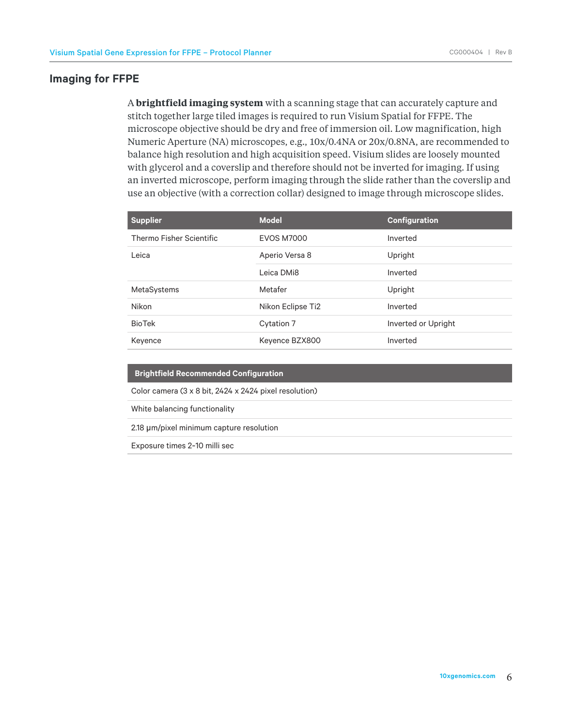## Imaging for FFPE

A **brightfield imaging system** with a scanning stage that can accurately capture and stitch together large tiled images is required to run Visium Spatial for FFPE. The microscope objective should be dry and free of immersion oil. Low magnification, high Numeric Aperture (NA) microscopes, e.g., 10x/0.4NA or 20x/0.8NA, are recommended to balance high resolution and high acquisition speed. Visium slides are loosely mounted with glycerol and a coverslip and therefore should not be inverted for imaging. If using an inverted microscope, perform imaging through the slide rather than the coverslip and use an objective (with a correction collar) designed to image through microscope slides.

| Supplier | Model | Configuration |
|---|---|---|
| Thermo Fisher Scientific | EVOS M7000 | Inverted |
| Leica | Aperio Versa 8 | Upright |
| | Leica DMi8 | Inverted |
| MetaSystems | Metafer | Upright |
| Nikon | Nikon Eclipse Ti2 | Inverted |
| BioTek | Cytation 7 | Inverted or Upright |
| Keyence | Keyence BZX800 | Inverted |

| Brightfield Recommended Configuration |
|---|
| Color camera (3 x 8 bit, 2424 x 2424 pixel resolution) |
| White balancing functionality |
| 2.18 µm/pixel minimum capture resolution |
| Exposure times 2-10 milli sec |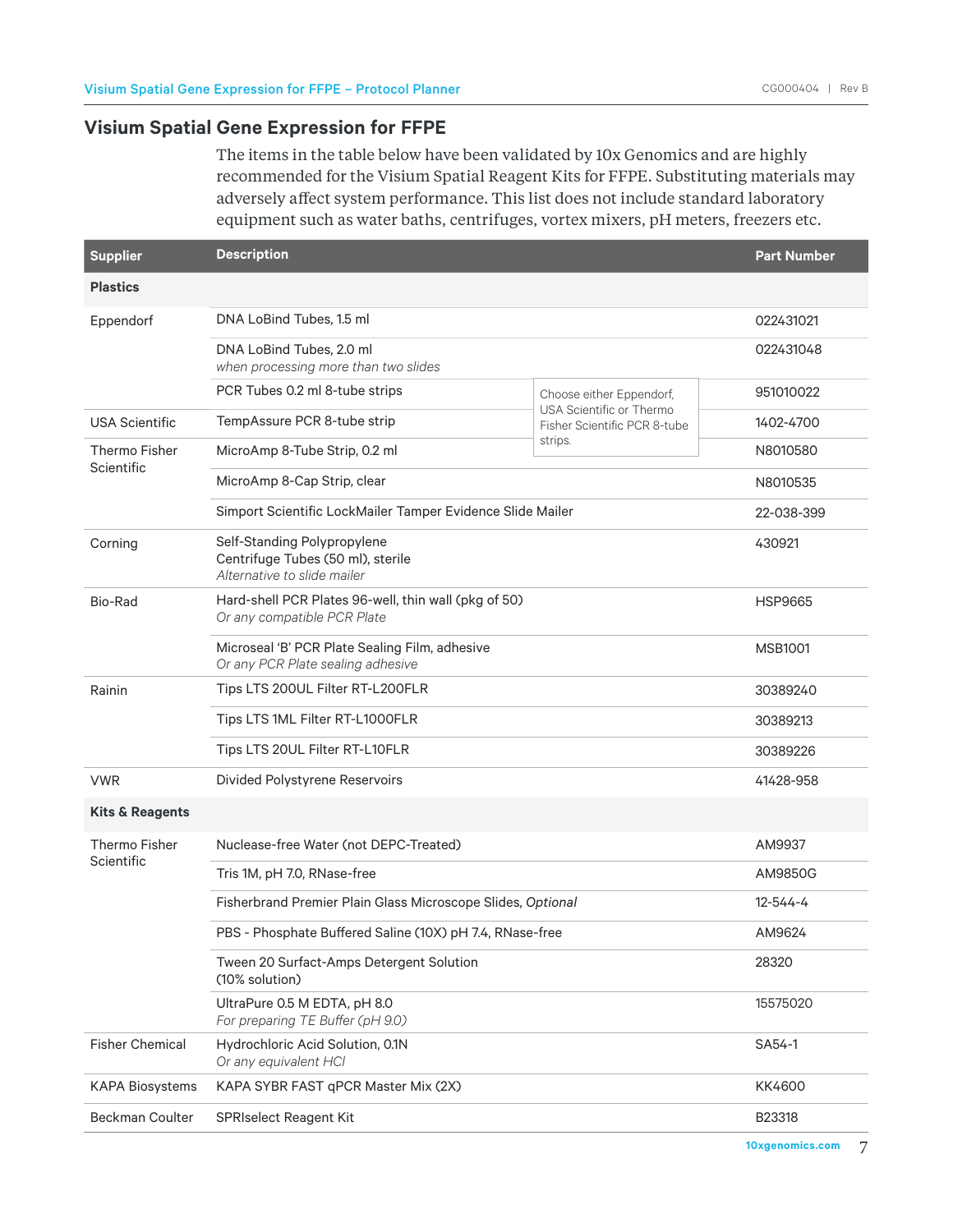## Visium Spatial Gene Expression for FFPE

The items in the table below have been validated by 10x Genomics and are highly recommended for the Visium Spatial Reagent Kits for FFPE. Substituting materials may adversely affect system performance. This list does not include standard laboratory equipment such as water baths, centrifuges, vortex mixers, pH meters, freezers etc.

| Supplier | Description | | Part Number |
|---|---|---|---|
| **Plastics** | | | |
| Eppendorf | DNA LoBind Tubes, 1.5 ml | | 022431021 |
| | DNA LoBind Tubes, 2.0 ml<br>*when processing more than two slides* | | 022431048 |
| | PCR Tubes 0.2 ml 8-tube strips | Choose either Eppendorf, USA Scientific or Thermo Fisher Scientific PCR 8-tube strips. | 951010022 |
| USA Scientific | TempAssure PCR 8-tube strip | | 1402-4700 |
| Thermo Fisher Scientific | MicroAmp 8-Tube Strip, 0.2 ml | | N8010580 |
| | MicroAmp 8-Cap Strip, clear | | N8010535 |
| | Simport Scientific LockMailer Tamper Evidence Slide Mailer | | 22-038-399 |
| Corning | Self-Standing Polypropylene Centrifuge Tubes (50 ml), sterile<br>*Alternative to slide mailer* | | 430921 |
| Bio-Rad | Hard-shell PCR Plates 96-well, thin wall (pkg of 50)<br>*Or any compatible PCR Plate* | | HSP9665 |
| | Microseal 'B' PCR Plate Sealing Film, adhesive<br>*Or any PCR Plate sealing adhesive* | | MSB1001 |
| Rainin | Tips LTS 200UL Filter RT-L200FLR | | 30389240 |
| | Tips LTS 1ML Filter RT-L1000FLR | | 30389213 |
| | Tips LTS 20UL Filter RT-L10FLR | | 30389226 |
| VWR | Divided Polystyrene Reservoirs | | 41428-958 |
| **Kits & Reagents** | | | |
| Thermo Fisher Scientific | Nuclease-free Water (not DEPC-Treated) | | AM9937 |
| | Tris 1M, pH 7.0, RNase-free | | AM9850G |
| | Fisherbrand Premier Plain Glass Microscope Slides, *Optional* | | 12-544-4 |
| | PBS - Phosphate Buffered Saline (10X) pH 7.4, RNase-free | | AM9624 |
| | Tween 20 Surfact-Amps Detergent Solution (10% solution) | | 28320 |
| | UltraPure 0.5 M EDTA, pH 8.0<br>*For preparing TE Buffer (pH 9.0)* | | 15575020 |
| Fisher Chemical | Hydrochloric Acid Solution, 0.1N<br>*Or any equivalent HCl* | | SA54-1 |
| KAPA Biosystems | KAPA SYBR FAST qPCR Master Mix (2X) | | KK4600 |
| Beckman Coulter | SPRIselect Reagent Kit | | B23318 |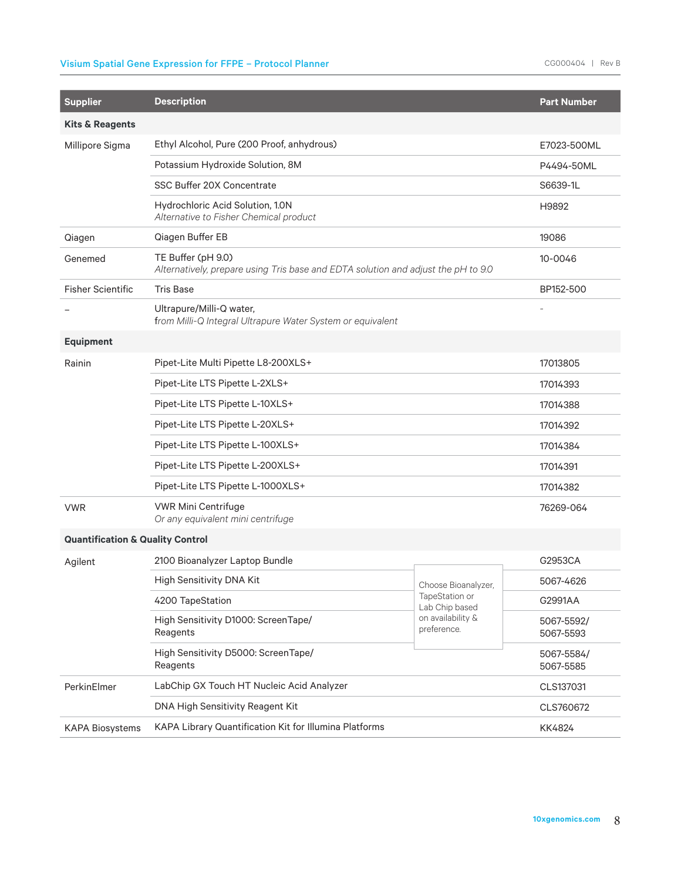| Supplier | Description | | Part Number |
|---|---|---|---|
| **Kits & Reagents** | | | |
| Millipore Sigma | Ethyl Alcohol, Pure (200 Proof, anhydrous) | | E7023-500ML |
| | Potassium Hydroxide Solution, 8M | | P4494-50ML |
| | SSC Buffer 20X Concentrate | | S6639-1L |
| | Hydrochloric Acid Solution, 1.0N<br>*Alternative to Fisher Chemical product* | | H9892 |
| Qiagen | Qiagen Buffer EB | | 19086 |
| Genemed | TE Buffer (pH 9.0)<br>*Alternatively, prepare using Tris base and EDTA solution and adjust the pH to 9.0* | | 10-0046 |
| Fisher Scientific | Tris Base | | BP152-500 |
| – | Ultrapure/Milli-Q water,<br>*from Milli-Q Integral Ultrapure Water System or equivalent* | | - |
| **Equipment** | | | |
| Rainin | Pipet-Lite Multi Pipette L8-200XLS+ | | 17013805 |
| | Pipet-Lite LTS Pipette L-2XLS+ | | 17014393 |
| | Pipet-Lite LTS Pipette L-10XLS+ | | 17014388 |
| | Pipet-Lite LTS Pipette L-20XLS+ | | 17014392 |
| | Pipet-Lite LTS Pipette L-100XLS+ | | 17014384 |
| | Pipet-Lite LTS Pipette L-200XLS+ | | 17014391 |
| | Pipet-Lite LTS Pipette L-1000XLS+ | | 17014382 |
| VWR | VWR Mini Centrifuge<br>*Or any equivalent mini centrifuge* | | 76269-064 |
| **Quantification & Quality Control** | | | |
| Agilent | 2100 Bioanalyzer Laptop Bundle | | G2953CA |
| | High Sensitivity DNA Kit | Choose Bioanalyzer, TapeStation or Lab Chip based on availability & preference. | 5067-4626 |
| | 4200 TapeStation | | G2991AA |
| | High Sensitivity D1000: ScreenTape/ Reagents | | 5067-5592/ 5067-5593 |
| | High Sensitivity D5000: ScreenTape/ Reagents | | 5067-5584/ 5067-5585 |
| PerkinElmer | LabChip GX Touch HT Nucleic Acid Analyzer | | CLS137031 |
| | DNA High Sensitivity Reagent Kit | | CLS760672 |
| KAPA Biosystems | KAPA Library Quantification Kit for Illumina Platforms | | KK4824 |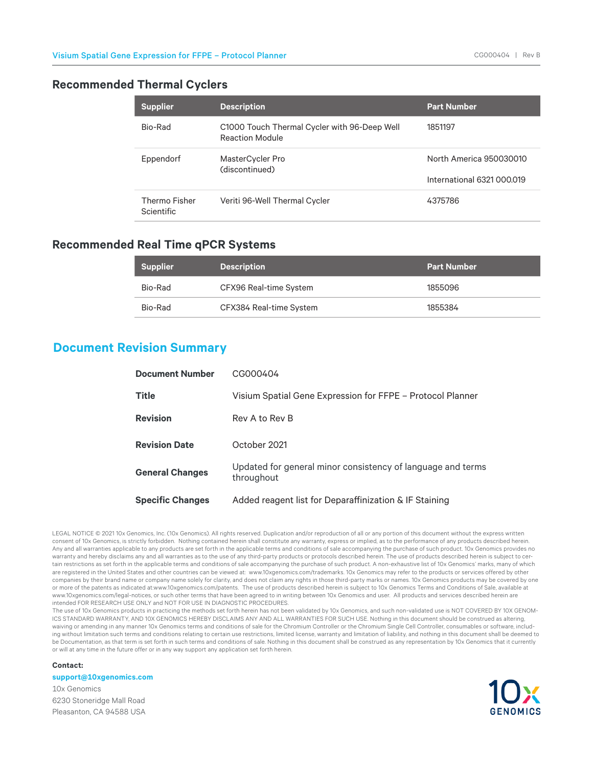## Recommended Thermal Cyclers

| Supplier | Description | Part Number |
| --- | --- | --- |
| Bio-Rad | C1000 Touch Thermal Cycler with 96-Deep Well Reaction Module | 1851197 |
| Eppendorf | MasterCycler Pro (discontinued) | North America 950030010<br>International 6321 000.019 |
| Thermo Fisher Scientific | Veriti 96-Well Thermal Cycler | 4375786 |

## Recommended Real Time qPCR Systems

| Supplier | Description | Part Number |
| --- | --- | --- |
| Bio-Rad | CFX96 Real-time System | 1855096 |
| Bio-Rad | CFX384 Real-time System | 1855384 |

# Document Revision Summary

| | |
| --- | --- |
| **Document Number** | CG000404 |
| **Title** | Visium Spatial Gene Expression for FFPE – Protocol Planner |
| **Revision** | Rev A to Rev B |
| **Revision Date** | October 2021 |
| **General Changes** | Updated for general minor consistency of language and terms throughout |
| **Specific Changes** | Added reagent list for Deparaffinization & IF Staining |

LEGAL NOTICE © 2021 10x Genomics, Inc. (10x Genomics). All rights reserved. Duplication and/or reproduction of all or any portion of this document without the express written consent of 10x Genomics, is strictly forbidden. Nothing contained herein shall constitute any warranty, express or implied, as to the performance of any products described herein. Any and all warranties applicable to any products are set forth in the applicable terms and conditions of sale accompanying the purchase of such product. 10x Genomics provides no warranty and hereby disclaims any and all warranties as to the use of any third-party products or protocols described herein. The use of products described herein is subject to certain restrictions as set forth in the applicable terms and conditions of sale accompanying the purchase of such product. A non-exhaustive list of 10x Genomics' marks, many of which are registered in the United States and other countries can be viewed at: www.10xgenomics.com/trademarks. 10x Genomics may refer to the products or services offered by other companies by their brand name or company name solely for clarity, and does not claim any rights in those third-party marks or names. 10x Genomics products may be covered by one or more of the patents as indicated at:www.10xgenomics.com/patents. The use of products described herein is subject to 10x Genomics Terms and Conditions of Sale, available at www.10xgenomics.com/legal-notices, or such other terms that have been agreed to in writing between 10x Genomics and user. All products and services described herein are intended FOR RESEARCH USE ONLY and NOT FOR USE IN DIAGNOSTIC PROCEDURES.

The use of 10x Genomics products in practicing the methods set forth herein has not been validated by 10x Genomics, and such non-validated use is NOT COVERED BY 10X GENOMICS STANDARD WARRANTY, AND 10X GENOMICS HEREBY DISCLAIMS ANY AND ALL WARRANTIES FOR SUCH USE. Nothing in this document should be construed as altering, waiving or amending in any manner 10x Genomics terms and conditions of sale for the Chromium Controller or the Chromium Single Cell Controller, consumables or software, including without limitation such terms and conditions relating to certain use restrictions, limited license, warranty and limitation of liability, and nothing in this document shall be deemed to be Documentation, as that term is set forth in such terms and conditions of sale. Nothing in this document shall be construed as any representation by 10x Genomics that it currently or will at any time in the future offer or in any way support any application set forth herein.

**Contact:**

**support@10xgenomics.com**

10x Genomics
6230 Stoneridge Mall Road
Pleasanton, CA 94588 USA

10x GENOMICS